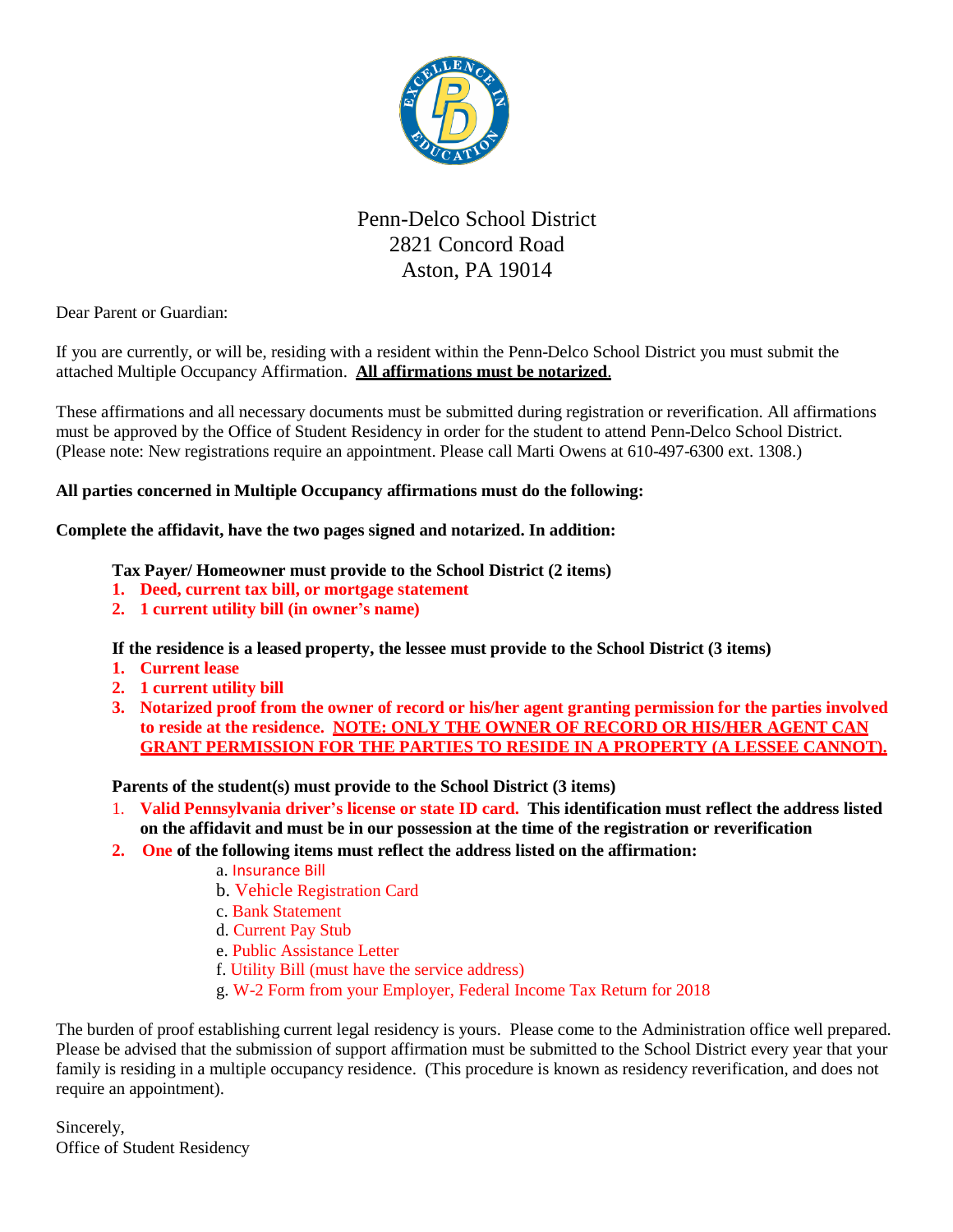# Penn-Delco School District
2821 Concord Road
Aston, PA 19014

Dear Parent or Guardian:

If you are currently, or will be, residing with a resident within the Penn-Delco School District you must submit the attached Multiple Occupancy Affirmation. **All affirmations must be notarized**.

These affirmations and all necessary documents must be submitted during registration or reverification. All affirmations must be approved by the Office of Student Residency in order for the student to attend Penn-Delco School District. (Please note: New registrations require an appointment. Please call Marti Owens at 610-497-6300 ext. 1308.)

**All parties concerned in Multiple Occupancy affirmations must do the following:**

**Complete the affidavit, have the two pages signed and notarized. In addition:**

**Tax Payer/ Homeowner must provide to the School District (2 items)**

1. **Deed, current tax bill, or mortgage statement**
2. **1 current utility bill (in owner's name)**

**If the residence is a leased property, the lessee must provide to the School District (3 items)**

1. **Current lease**
2. **1 current utility bill**
3. **Notarized proof from the owner of record or his/her agent granting permission for the parties involved to reside at the residence. NOTE: ONLY THE OWNER OF RECORD OR HIS/HER AGENT CAN GRANT PERMISSION FOR THE PARTIES TO RESIDE IN A PROPERTY (A LESSEE CANNOT).**

**Parents of the student(s) must provide to the School District (3 items)**

1. **Valid Pennsylvania driver's license or state ID card. This identification must reflect the address listed on the affidavit and must be in our possession at the time of the registration or reverification**
2. **One of the following items must reflect the address listed on the affirmation:**
   a. Insurance Bill
   b. Vehicle Registration Card
   c. Bank Statement
   d. Current Pay Stub
   e. Public Assistance Letter
   f. Utility Bill (must have the service address)
   g. W-2 Form from your Employer, Federal Income Tax Return for 2018

The burden of proof establishing current legal residency is yours. Please come to the Administration office well prepared. Please be advised that the submission of support affirmation must be submitted to the School District every year that your family is residing in a multiple occupancy residence. (This procedure is known as residency reverification, and does not require an appointment).

Sincerely,
Office of Student Residency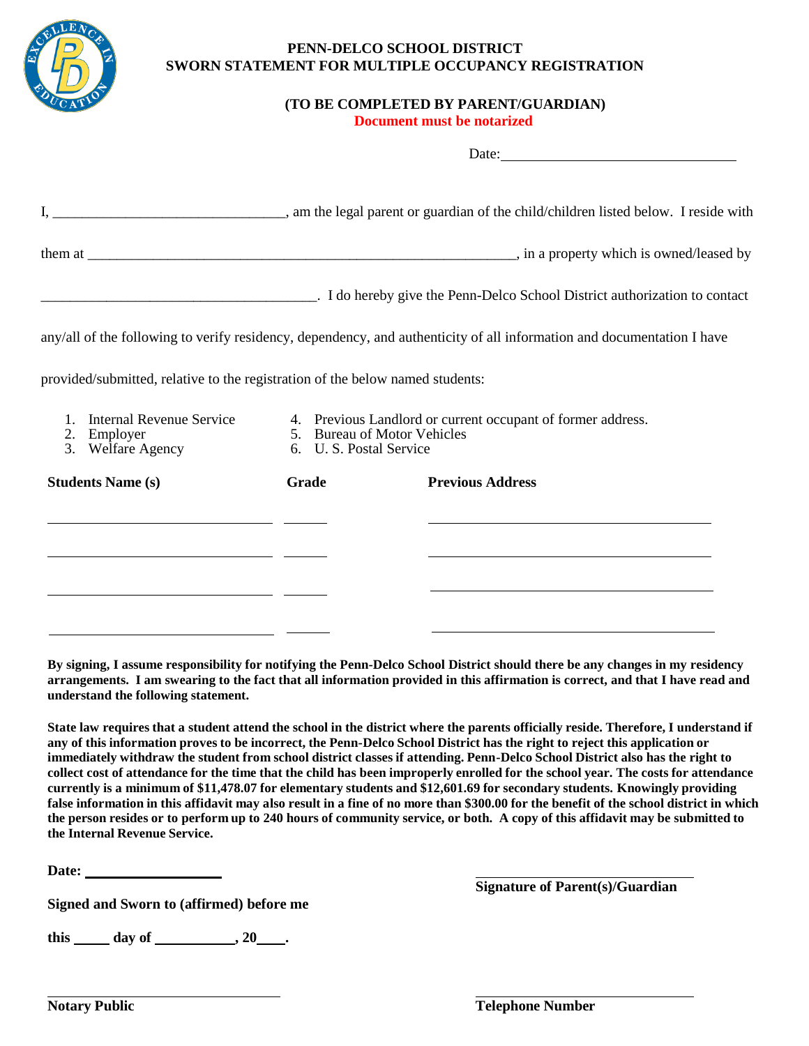**PENN-DELCO SCHOOL DISTRICT**
**SWORN STATEMENT FOR MULTIPLE OCCUPANCY REGISTRATION**

**(TO BE COMPLETED BY PARENT/GUARDIAN)**
**Document must be notarized**

Date: ______________________________

I, ______________________________, am the legal parent or guardian of the child/children listed below. I reside with them at ______________________________________________________, in a property which is owned/leased by ____________________________________. I do hereby give the Penn-Delco School District authorization to contact any/all of the following to verify residency, dependency, and authenticity of all information and documentation I have provided/submitted, relative to the registration of the below named students:

1. Internal Revenue Service
2. Employer
3. Welfare Agency
4. Previous Landlord or current occupant of former address.
5. Bureau of Motor Vehicles
6. U. S. Postal Service

| Students Name (s) | Grade | Previous Address |
|---|---|---|
| | | |
| | | |
| | | |
| | | |

**By signing, I assume responsibility for notifying the Penn-Delco School District should there be any changes in my residency arrangements. I am swearing to the fact that all information provided in this affirmation is correct, and that I have read and understand the following statement.**

**State law requires that a student attend the school in the district where the parents officially reside. Therefore, I understand if any of this information proves to be incorrect, the Penn-Delco School District has the right to reject this application or immediately withdraw the student from school district classes if attending. Penn-Delco School District also has the right to collect cost of attendance for the time that the child has been improperly enrolled for the school year. The costs for attendance currently is a minimum of $11,478.07 for elementary students and $12,601.69 for secondary students. Knowingly providing false information in this affidavit may also result in a fine of no more than $300.00 for the benefit of the school district in which the person resides or to perform up to 240 hours of community service, or both. A copy of this affidavit may be submitted to the Internal Revenue Service.**

**Date:** ____________________

______________________________
**Signature of Parent(s)/Guardian**

**Signed and Sworn to (affirmed) before me**

**this _____ day of ___________, 20____.**

______________________________
**Notary Public**

______________________________
**Telephone Number**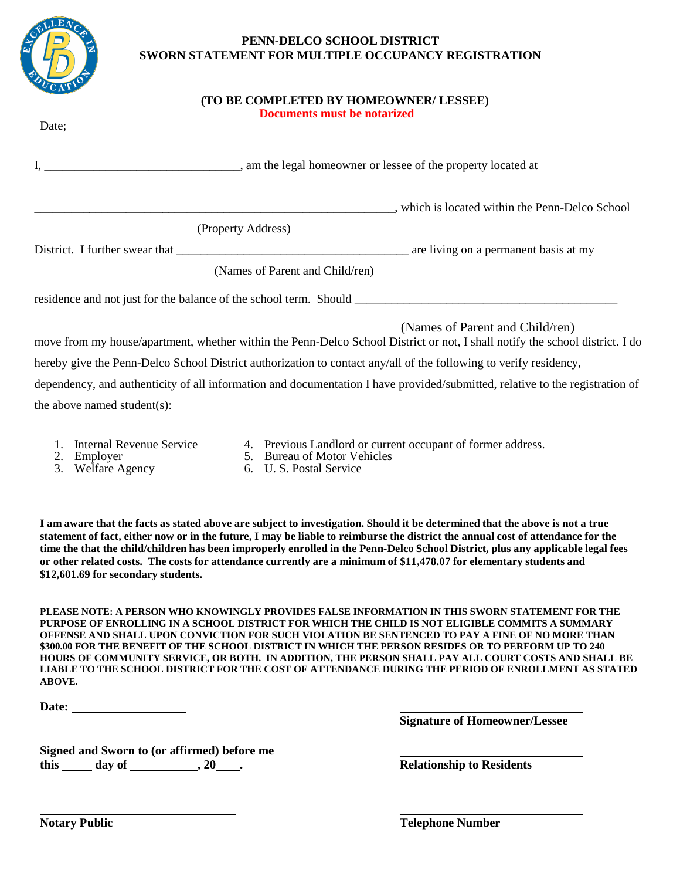# PENN-DELCO SCHOOL DISTRICT
# SWORN STATEMENT FOR MULTIPLE OCCUPANCY REGISTRATION

**(TO BE COMPLETED BY HOMEOWNER/ LESSEE)**

**Documents must be notarized**

Date;___________________________

I, ________________________________, am the legal homeowner or lessee of the property located at

____________________________________________________________, which is located within the Penn-Delco School

(Property Address)

District. I further swear that ______________________________________ are living on a permanent basis at my

(Names of Parent and Child/ren)

residence and not just for the balance of the school term. Should ___________________________________________

(Names of Parent and Child/ren)

move from my house/apartment, whether within the Penn-Delco School District or not, I shall notify the school district. I do hereby give the Penn-Delco School District authorization to contact any/all of the following to verify residency, dependency, and authenticity of all information and documentation I have provided/submitted, relative to the registration of the above named student(s):

1. Internal Revenue Service
2. Employer
3. Welfare Agency
4. Previous Landlord or current occupant of former address.
5. Bureau of Motor Vehicles
6. U. S. Postal Service

**I am aware that the facts as stated above are subject to investigation. Should it be determined that the above is not a true statement of fact, either now or in the future, I may be liable to reimburse the district the annual cost of attendance for the time the that the child/children has been improperly enrolled in the Penn-Delco School District, plus any applicable legal fees or other related costs. The costs for attendance currently are a minimum of $11,478.07 for elementary students and $12,601.69 for secondary students.**

**PLEASE NOTE: A PERSON WHO KNOWINGLY PROVIDES FALSE INFORMATION IN THIS SWORN STATEMENT FOR THE PURPOSE OF ENROLLING IN A SCHOOL DISTRICT FOR WHICH THE CHILD IS NOT ELIGIBLE COMMITS A SUMMARY OFFENSE AND SHALL UPON CONVICTION FOR SUCH VIOLATION BE SENTENCED TO PAY A FINE OF NO MORE THAN $300.00 FOR THE BENEFIT OF THE SCHOOL DISTRICT IN WHICH THE PERSON RESIDES OR TO PERFORM UP TO 240 HOURS OF COMMUNITY SERVICE, OR BOTH. IN ADDITION, THE PERSON SHALL PAY ALL COURT COSTS AND SHALL BE LIABLE TO THE SCHOOL DISTRICT FOR THE COST OF ATTENDANCE DURING THE PERIOD OF ENROLLMENT AS STATED ABOVE.**

**Date:** ___________________

_____________________________
**Signature of Homeowner/Lessee**

**Signed and Sworn to (or affirmed) before me**
**this _____ day of ___________, 20____.**

_____________________________
**Relationship to Residents**

_____________________________
**Notary Public**

_____________________________
**Telephone Number**